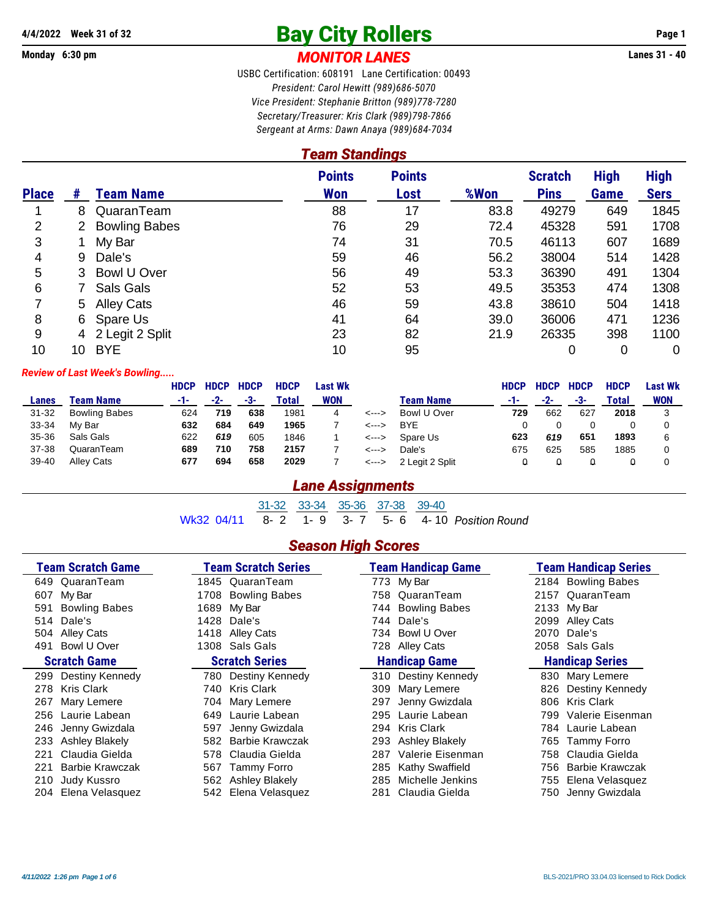**4/4/2022 Week 31 of 32**

**Monday 6:30 pm**

# Bay City Rollers

## *MONITOR LANES*

**Lanes 31 - 40**

USBC Certification: 608191 Lane Certification: 00493

*President: Carol Hewitt (989)686-5070*

*Vice President: Stephanie Britton (989)778-7280*

*Secretary/Treasurer: Kris Clark (989)798-7866*

*Sergeant at Arms: Dawn Anaya (989)684-7034*

## *Team Standings*

| Place | # | Team Name | Points Won | Points Lost | %Won | Scratch Pins | High Game | High Sers |
|---|---|---|---|---|---|---|---|---|
| 1 | 8 | QuaranTeam | 88 | 17 | 83.8 | 49279 | 649 | 1845 |
| 2 | 2 | Bowling Babes | 76 | 29 | 72.4 | 45328 | 591 | 1708 |
| 3 | 1 | My Bar | 74 | 31 | 70.5 | 46113 | 607 | 1689 |
| 4 | 9 | Dale's | 59 | 46 | 56.2 | 38004 | 514 | 1428 |
| 5 | 3 | Bowl U Over | 56 | 49 | 53.3 | 36390 | 491 | 1304 |
| 6 | 7 | Sals Gals | 52 | 53 | 49.5 | 35353 | 474 | 1308 |
| 7 | 5 | Alley Cats | 46 | 59 | 43.8 | 38610 | 504 | 1418 |
| 8 | 6 | Spare Us | 41 | 64 | 39.0 | 36006 | 471 | 1236 |
| 9 | 4 | 2 Legit 2 Split | 23 | 82 | 21.9 | 26335 | 398 | 1100 |
| 10 | 10 | BYE | 10 | 95 | | 0 | 0 | 0 |

*Review of Last Week's Bowling.....*

| Lanes | Team Name | HDCP -1- | HDCP -2- | HDCP -3- | HDCP Total | Last Wk WON | | Team Name | HDCP -1- | HDCP -2- | HDCP -3- | HDCP Total | Last Wk WON |
|---|---|---|---|---|---|---|---|---|---|---|---|---|---|
| 31-32 | Bowling Babes | 624 | **719** | **638** | 1981 | 4 | <---> | Bowl U Over | **729** | 662 | 627 | **2018** | 3 |
| 33-34 | My Bar | **632** | **684** | **649** | **1965** | 7 | <---> | BYE | 0 | 0 | 0 | 0 | 0 |
| 35-36 | Sals Gals | 622 | ***619*** | 605 | 1846 | 1 | <---> | Spare Us | **623** | ***619*** | **651** | **1893** | 6 |
| 37-38 | QuaranTeam | **689** | **710** | **758** | **2157** | 7 | <---> | Dale's | 675 | 625 | 585 | 1885 | 0 |
| 39-40 | Alley Cats | **677** | **694** | **658** | **2029** | 7 | <---> | 2 Legit 2 Split | 0 | 0 | 0 | 0 | 0 |

## *Lane Assignments*

| | 31-32 | 33-34 | 35-36 | 37-38 | 39-40 | |
|---|---|---|---|---|---|---|
| Wk32 04/11 | 8- 2 | 1- 9 | 3- 7 | 5- 6 | 4- 10 | *Position Round* |

## *Season High Scores*

| Team Scratch Game | | Team Scratch Series | | Team Handicap Game | | Team Handicap Series | |
|---|---|---|---|---|---|---|---|
| 649 | QuaranTeam | 1845 | QuaranTeam | 773 | My Bar | 2184 | Bowling Babes |
| 607 | My Bar | 1708 | Bowling Babes | 758 | QuaranTeam | 2157 | QuaranTeam |
| 591 | Bowling Babes | 1689 | My Bar | 744 | Bowling Babes | 2133 | My Bar |
| 514 | Dale's | 1428 | Dale's | 744 | Dale's | 2099 | Alley Cats |
| 504 | Alley Cats | 1418 | Alley Cats | 734 | Bowl U Over | 2070 | Dale's |
| 491 | Bowl U Over | 1308 | Sals Gals | 728 | Alley Cats | 2058 | Sals Gals |

| Scratch Game | | Scratch Series | | Handicap Game | | Handicap Series | |
|---|---|---|---|---|---|---|---|
| 299 | Destiny Kennedy | 780 | Destiny Kennedy | 310 | Destiny Kennedy | 830 | Mary Lemere |
| 278 | Kris Clark | 740 | Kris Clark | 309 | Mary Lemere | 826 | Destiny Kennedy |
| 267 | Mary Lemere | 704 | Mary Lemere | 297 | Jenny Gwizdala | 806 | Kris Clark |
| 256 | Laurie Labean | 649 | Laurie Labean | 295 | Laurie Labean | 799 | Valerie Eisenman |
| 246 | Jenny Gwizdala | 597 | Jenny Gwizdala | 294 | Kris Clark | 784 | Laurie Labean |
| 233 | Ashley Blakely | 582 | Barbie Krawczak | 293 | Ashley Blakely | 765 | Tammy Forro |
| 221 | Claudia Gielda | 578 | Claudia Gielda | 287 | Valerie Eisenman | 758 | Claudia Gielda |
| 221 | Barbie Krawczak | 567 | Tammy Forro | 285 | Kathy Swaffield | 756 | Barbie Krawczak |
| 210 | Judy Kussro | 562 | Ashley Blakely | 285 | Michelle Jenkins | 755 | Elena Velasquez |
| 204 | Elena Velasquez | 542 | Elena Velasquez | 281 | Claudia Gielda | 750 | Jenny Gwizdala |

*4/11/2022 1:26 pm*

BLS-2021/PRO 33.04.03 licensed to Rick Dodick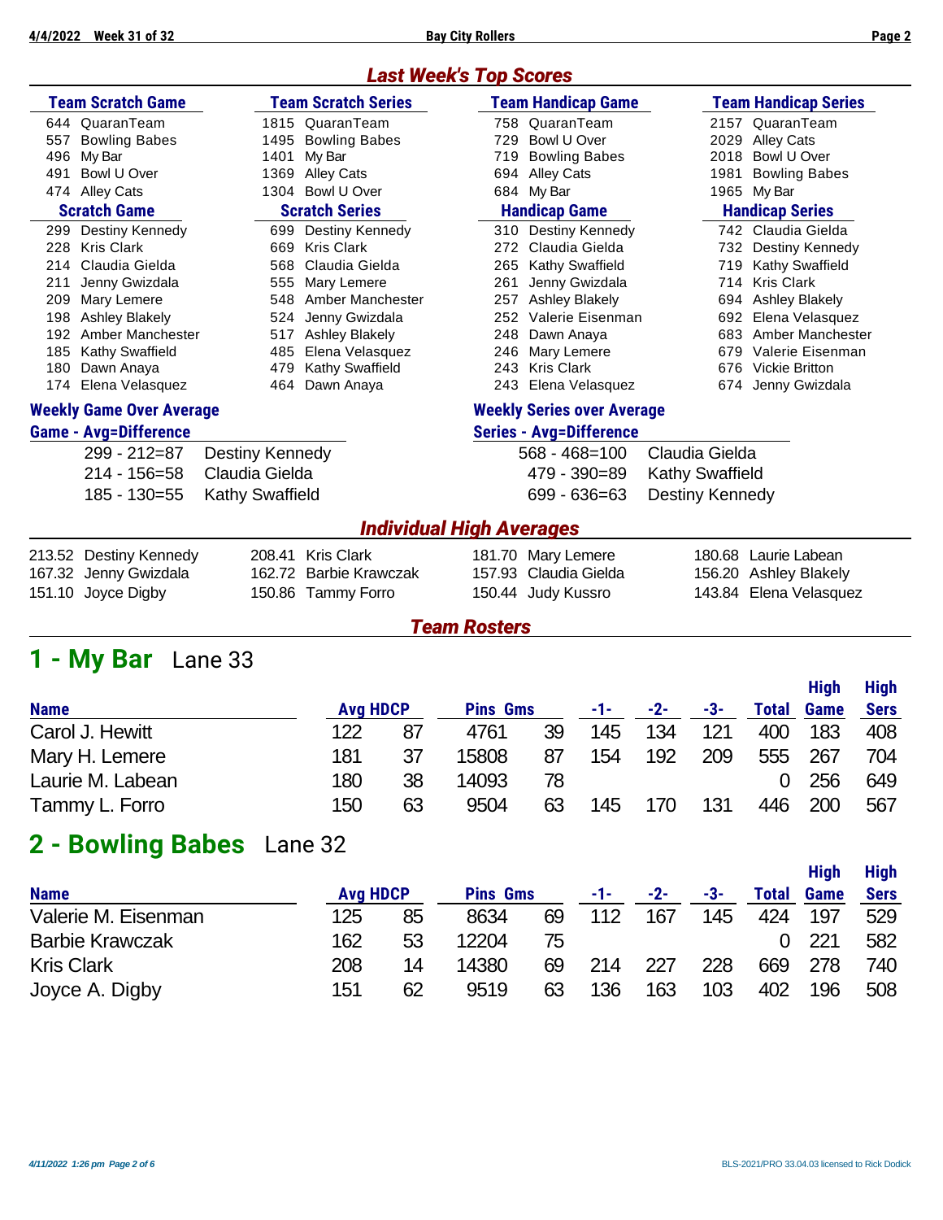## Last Week's Top Scores

| Team Scratch Game | | Team Scratch Series | | Team Handicap Game | | Team Handicap Series | |
|---|---|---|---|---|---|---|---|
| 644 | QuaranTeam | 1815 | QuaranTeam | 758 | QuaranTeam | 2157 | QuaranTeam |
| 557 | Bowling Babes | 1495 | Bowling Babes | 729 | Bowl U Over | 2029 | Alley Cats |
| 496 | My Bar | 1401 | My Bar | 719 | Bowling Babes | 2018 | Bowl U Over |
| 491 | Bowl U Over | 1369 | Alley Cats | 694 | Alley Cats | 1981 | Bowling Babes |
| 474 | Alley Cats | 1304 | Bowl U Over | 684 | My Bar | 1965 | My Bar |

| Scratch Game | | Scratch Series | | Handicap Game | | Handicap Series | |
|---|---|---|---|---|---|---|---|
| 299 | Destiny Kennedy | 699 | Destiny Kennedy | 310 | Destiny Kennedy | 742 | Claudia Gielda |
| 228 | Kris Clark | 669 | Kris Clark | 272 | Claudia Gielda | 732 | Destiny Kennedy |
| 214 | Claudia Gielda | 568 | Claudia Gielda | 265 | Kathy Swaffield | 719 | Kathy Swaffield |
| 211 | Jenny Gwizdala | 555 | Mary Lemere | 261 | Jenny Gwizdala | 714 | Kris Clark |
| 209 | Mary Lemere | 548 | Amber Manchester | 257 | Ashley Blakely | 694 | Ashley Blakely |
| 198 | Ashley Blakely | 524 | Jenny Gwizdala | 252 | Valerie Eisenman | 692 | Elena Velasquez |
| 192 | Amber Manchester | 517 | Ashley Blakely | 248 | Dawn Anaya | 683 | Amber Manchester |
| 185 | Kathy Swaffield | 485 | Elena Velasquez | 246 | Mary Lemere | 679 | Valerie Eisenman |
| 180 | Dawn Anaya | 479 | Kathy Swaffield | 243 | Kris Clark | 676 | Vickie Britton |
| 174 | Elena Velasquez | 464 | Dawn Anaya | 243 | Elena Velasquez | 674 | Jenny Gwizdala |

### Weekly Game Over Average

| Game - Avg=Difference | |
|---|---|
| 299 - 212=87 | Destiny Kennedy |
| 214 - 156=58 | Claudia Gielda |
| 185 - 130=55 | Kathy Swaffield |

### Weekly Series over Average

| Series - Avg=Difference | |
|---|---|
| 568 - 468=100 | Claudia Gielda |
| 479 - 390=89 | Kathy Swaffield |
| 699 - 636=63 | Destiny Kennedy |

## Individual High Averages

| | | | |
|---|---|---|---|
| 213.52 Destiny Kennedy | 208.41 Kris Clark | 181.70 Mary Lemere | 180.68 Laurie Labean |
| 167.32 Jenny Gwizdala | 162.72 Barbie Krawczak | 157.93 Claudia Gielda | 156.20 Ashley Blakely |
| 151.10 Joyce Digby | 150.86 Tammy Forro | 150.44 Judy Kussro | 143.84 Elena Velasquez |

## Team Rosters

# 1 - My Bar   Lane 33

| Name | Avg | HDCP | Pins | Gms | -1- | -2- | -3- | Total | High Game | High Sers |
|---|---|---|---|---|---|---|---|---|---|---|
| Carol J. Hewitt | 122 | 87 | 4761 | 39 | 145 | 134 | 121 | 400 | 183 | 408 |
| Mary H. Lemere | 181 | 37 | 15808 | 87 | 154 | 192 | 209 | 555 | 267 | 704 |
| Laurie M. Labean | 180 | 38 | 14093 | 78 | | | | 0 | 256 | 649 |
| Tammy L. Forro | 150 | 63 | 9504 | 63 | 145 | 170 | 131 | 446 | 200 | 567 |

# 2 - Bowling Babes   Lane 32

| Name | Avg | HDCP | Pins | Gms | -1- | -2- | -3- | Total | High Game | High Sers |
|---|---|---|---|---|---|---|---|---|---|---|
| Valerie M. Eisenman | 125 | 85 | 8634 | 69 | 112 | 167 | 145 | 424 | 197 | 529 |
| Barbie Krawczak | 162 | 53 | 12204 | 75 | | | | 0 | 221 | 582 |
| Kris Clark | 208 | 14 | 14380 | 69 | 214 | 227 | 228 | 669 | 278 | 740 |
| Joyce A. Digby | 151 | 62 | 9519 | 63 | 136 | 163 | 103 | 402 | 196 | 508 |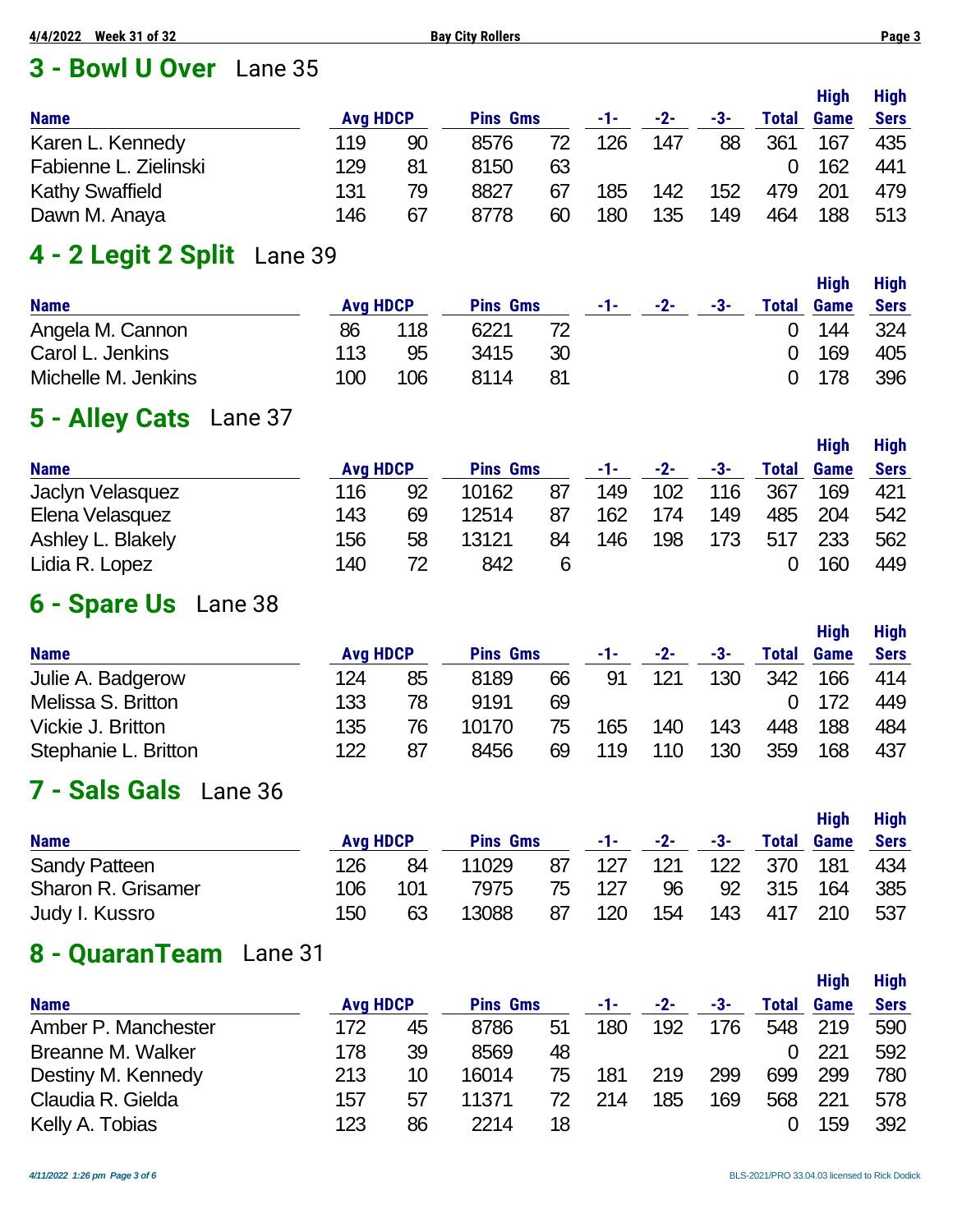## 3 - Bowl U Over Lane 35

| Name | Avg | HDCP | Pins | Gms | -1- | -2- | -3- | Total | High Game | High Sers |
|---|---|---|---|---|---|---|---|---|---|---|
| Karen L. Kennedy | 119 | 90 | 8576 | 72 | 126 | 147 | 88 | 361 | 167 | 435 |
| Fabienne L. Zielinski | 129 | 81 | 8150 | 63 | | | | 0 | 162 | 441 |
| Kathy Swaffield | 131 | 79 | 8827 | 67 | 185 | 142 | 152 | 479 | 201 | 479 |
| Dawn M. Anaya | 146 | 67 | 8778 | 60 | 180 | 135 | 149 | 464 | 188 | 513 |

## 4 - 2 Legit 2 Split Lane 39

| Name | Avg | HDCP | Pins | Gms | -1- | -2- | -3- | Total | High Game | High Sers |
|---|---|---|---|---|---|---|---|---|---|---|
| Angela M. Cannon | 86 | 118 | 6221 | 72 | | | | 0 | 144 | 324 |
| Carol L. Jenkins | 113 | 95 | 3415 | 30 | | | | 0 | 169 | 405 |
| Michelle M. Jenkins | 100 | 106 | 8114 | 81 | | | | 0 | 178 | 396 |

## 5 - Alley Cats Lane 37

| Name | Avg | HDCP | Pins | Gms | -1- | -2- | -3- | Total | High Game | High Sers |
|---|---|---|---|---|---|---|---|---|---|---|
| Jaclyn Velasquez | 116 | 92 | 10162 | 87 | 149 | 102 | 116 | 367 | 169 | 421 |
| Elena Velasquez | 143 | 69 | 12514 | 87 | 162 | 174 | 149 | 485 | 204 | 542 |
| Ashley L. Blakely | 156 | 58 | 13121 | 84 | 146 | 198 | 173 | 517 | 233 | 562 |
| Lidia R. Lopez | 140 | 72 | 842 | 6 | | | | 0 | 160 | 449 |

## 6 - Spare Us Lane 38

| Name | Avg | HDCP | Pins | Gms | -1- | -2- | -3- | Total | High Game | High Sers |
|---|---|---|---|---|---|---|---|---|---|---|
| Julie A. Badgerow | 124 | 85 | 8189 | 66 | 91 | 121 | 130 | 342 | 166 | 414 |
| Melissa S. Britton | 133 | 78 | 9191 | 69 | | | | 0 | 172 | 449 |
| Vickie J. Britton | 135 | 76 | 10170 | 75 | 165 | 140 | 143 | 448 | 188 | 484 |
| Stephanie L. Britton | 122 | 87 | 8456 | 69 | 119 | 110 | 130 | 359 | 168 | 437 |

## 7 - Sals Gals Lane 36

| Name | Avg | HDCP | Pins | Gms | -1- | -2- | -3- | Total | High Game | High Sers |
|---|---|---|---|---|---|---|---|---|---|---|
| Sandy Patteen | 126 | 84 | 11029 | 87 | 127 | 121 | 122 | 370 | 181 | 434 |
| Sharon R. Grisamer | 106 | 101 | 7975 | 75 | 127 | 96 | 92 | 315 | 164 | 385 |
| Judy I. Kussro | 150 | 63 | 13088 | 87 | 120 | 154 | 143 | 417 | 210 | 537 |

## 8 - QuaranTeam Lane 31

| Name | Avg | HDCP | Pins | Gms | -1- | -2- | -3- | Total | High Game | High Sers |
|---|---|---|---|---|---|---|---|---|---|---|
| Amber P. Manchester | 172 | 45 | 8786 | 51 | 180 | 192 | 176 | 548 | 219 | 590 |
| Breanne M. Walker | 178 | 39 | 8569 | 48 | | | | 0 | 221 | 592 |
| Destiny M. Kennedy | 213 | 10 | 16014 | 75 | 181 | 219 | 299 | 699 | 299 | 780 |
| Claudia R. Gielda | 157 | 57 | 11371 | 72 | 214 | 185 | 169 | 568 | 221 | 578 |
| Kelly A. Tobias | 123 | 86 | 2214 | 18 | | | | 0 | 159 | 392 |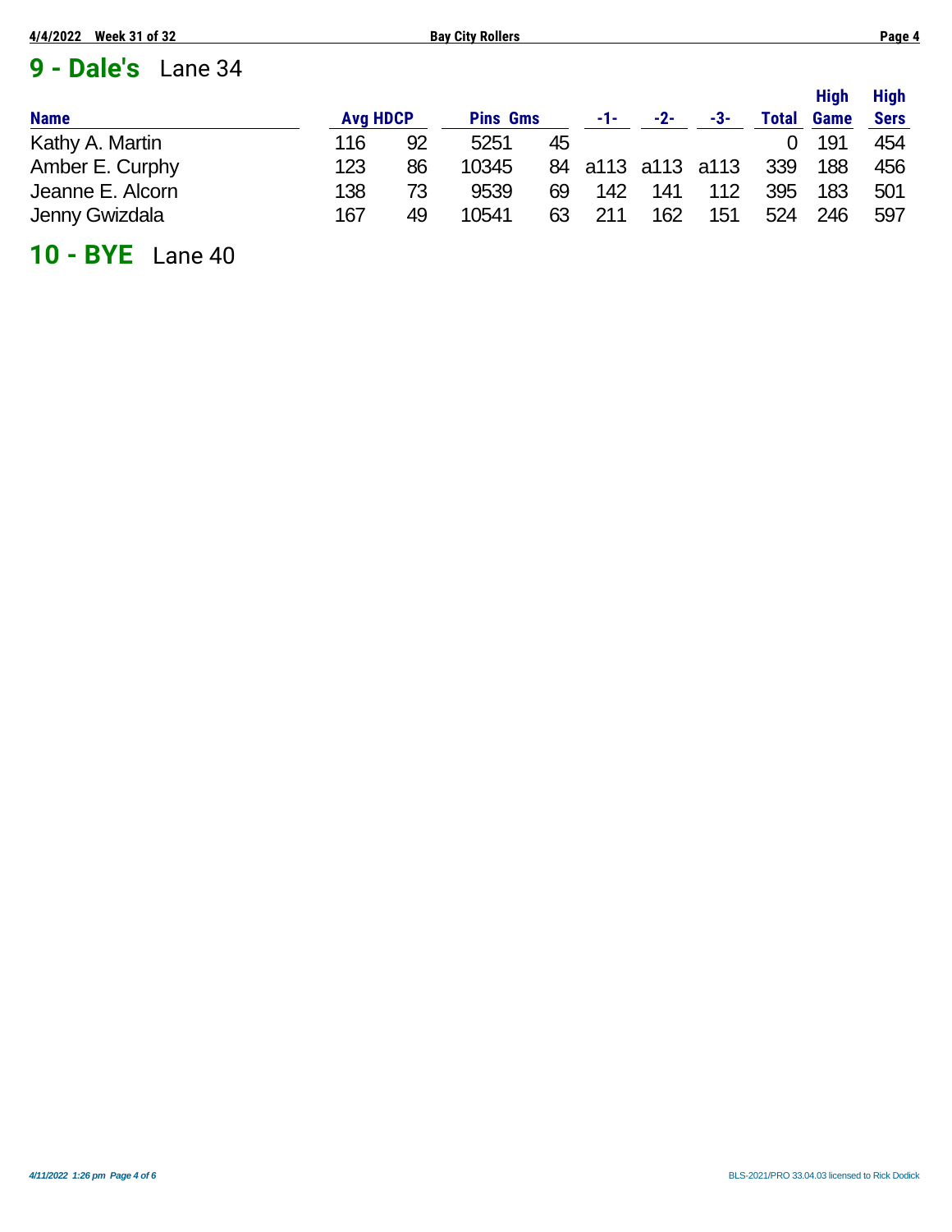## 9 - Dale's Lane 34

| Name | Avg | HDCP | Pins | Gms | -1- | -2- | -3- | Total | High Game | High Sers |
|---|---|---|---|---|---|---|---|---|---|---|
| Kathy A. Martin | 116 | 92 | 5251 | 45 | | | | 0 | 191 | 454 |
| Amber E. Curphy | 123 | 86 | 10345 | 84 | a113 | a113 | a113 | 339 | 188 | 456 |
| Jeanne E. Alcorn | 138 | 73 | 9539 | 69 | 142 | 141 | 112 | 395 | 183 | 501 |
| Jenny Gwizdala | 167 | 49 | 10541 | 63 | 211 | 162 | 151 | 524 | 246 | 597 |

## 10 - BYE Lane 40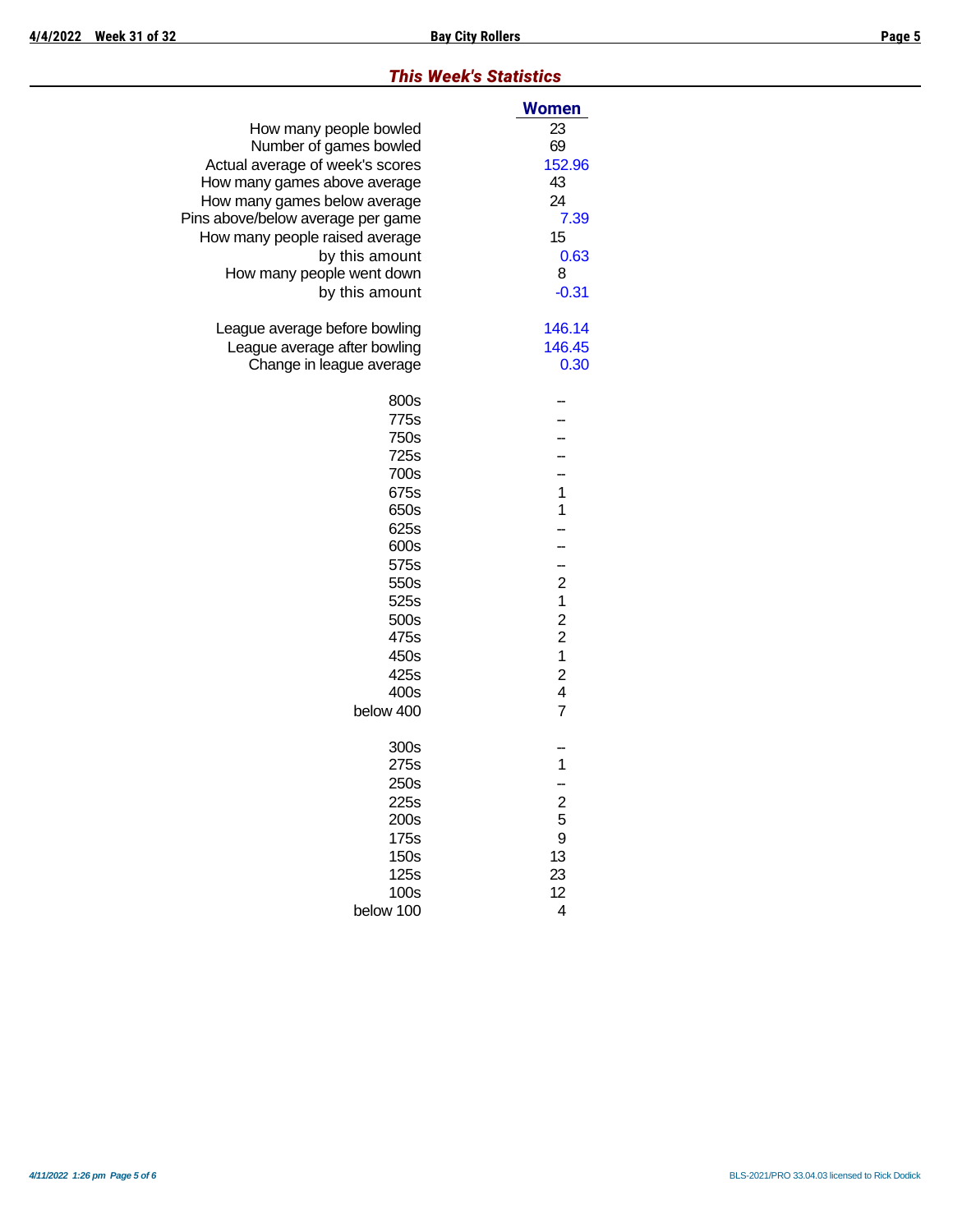## *This Week's Statistics*

| | Women |
|---|---|
| How many people bowled | 23 |
| Number of games bowled | 69 |
| Actual average of week's scores | 152.96 |
| How many games above average | 43 |
| How many games below average | 24 |
| Pins above/below average per game | 7.39 |
| How many people raised average | 15 |
| by this amount | 0.63 |
| How many people went down | 8 |
| by this amount | -0.31 |
| | |
| League average before bowling | 146.14 |
| League average after bowling | 146.45 |
| Change in league average | 0.30 |
| | |
| 800s | -- |
| 775s | -- |
| 750s | -- |
| 725s | -- |
| 700s | -- |
| 675s | 1 |
| 650s | 1 |
| 625s | -- |
| 600s | -- |
| 575s | -- |
| 550s | 2 |
| 525s | 1 |
| 500s | 2 |
| 475s | 2 |
| 450s | 1 |
| 425s | 2 |
| 400s | 4 |
| below 400 | 7 |
| | |
| 300s | -- |
| 275s | 1 |
| 250s | -- |
| 225s | 2 |
| 200s | 5 |
| 175s | 9 |
| 150s | 13 |
| 125s | 23 |
| 100s | 12 |
| below 100 | 4 |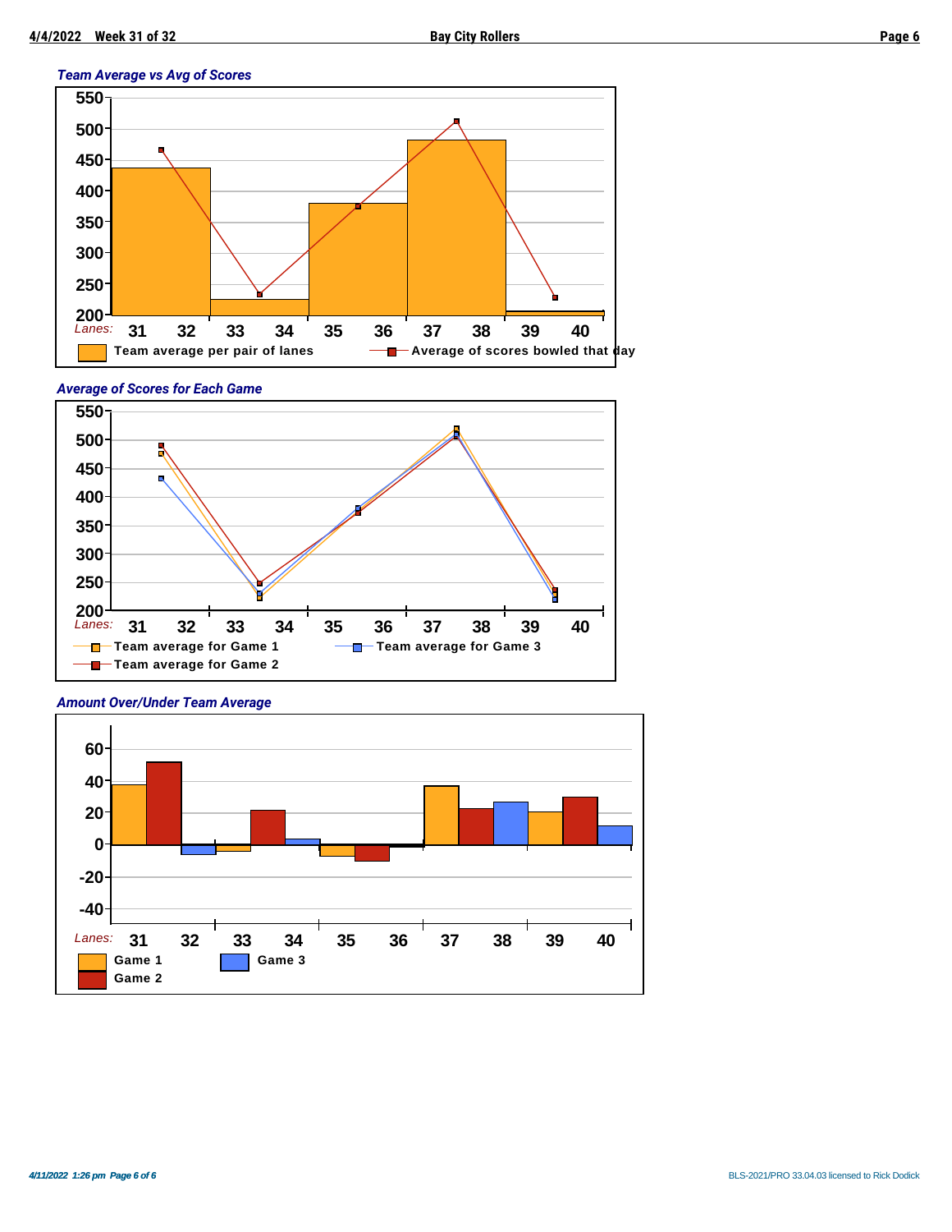### *Team Average vs Avg of Scores*

550
500
450
400
350
300
250
200

*Lanes:* 31 32 33 34 35 36 37 38 39 40

Team average per pair of lanes
Average of scores bowled that day

### *Average of Scores for Each Game*

550
500
450
400
350
300
250
200

*Lanes:* 31 32 33 34 35 36 37 38 39 40

Team average for Game 1
Team average for Game 3
Team average for Game 2

### *Amount Over/Under Team Average*

60
40
20
0
-20
-40

*Lanes:* 31 32 33 34 35 36 37 38 39 40

Game 1
Game 3
Game 2